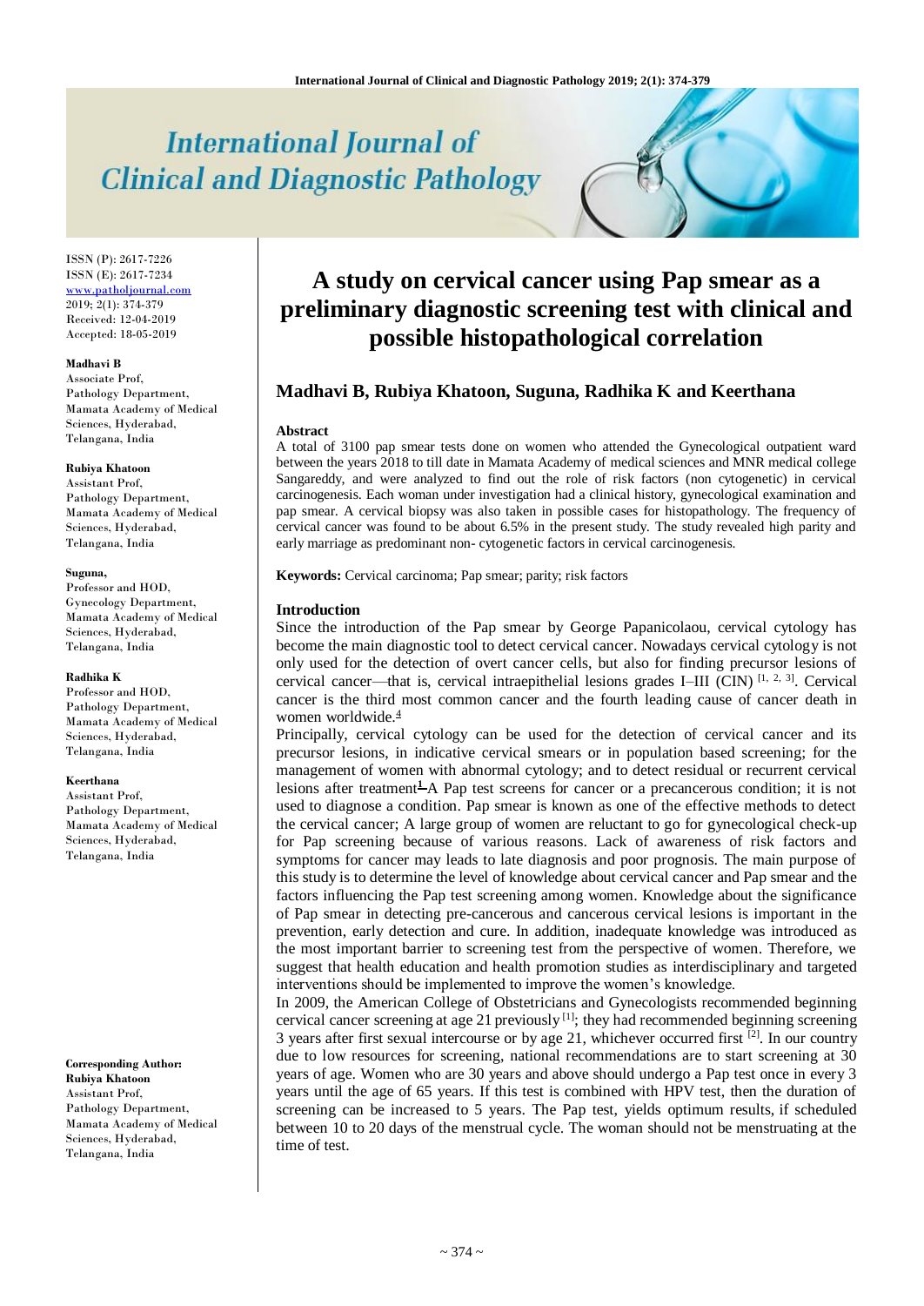# International Journal of Clinical and Diagnostic Pathology

ISSN (P): 2617-7226
ISSN (E): 2617-7234
www.patholjournal.com
2019; 2(1): 374-379
Received: 12-04-2019
Accepted: 18-05-2019

**Madhavi B**
Associate Prof, Pathology Department, Mamata Academy of Medical Sciences, Hyderabad, Telangana, India

**Rubiya Khatoon**
Assistant Prof, Pathology Department, Mamata Academy of Medical Sciences, Hyderabad, Telangana, India

**Suguna,**
Professor and HOD, Gynecology Department, Mamata Academy of Medical Sciences, Hyderabad, Telangana, India

**Radhika K**
Professor and HOD, Pathology Department, Mamata Academy of Medical Sciences, Hyderabad, Telangana, India

**Keerthana**
Assistant Prof, Pathology Department, Mamata Academy of Medical Sciences, Hyderabad, Telangana, India

**Corresponding Author:**
**Rubiya Khatoon**
Assistant Prof, Pathology Department, Mamata Academy of Medical Sciences, Hyderabad, Telangana, India

# A study on cervical cancer using Pap smear as a preliminary diagnostic screening test with clinical and possible histopathological correlation

**Madhavi B, Rubiya Khatoon, Suguna, Radhika K and Keerthana**

## Abstract

A total of 3100 pap smear tests done on women who attended the Gynecological outpatient ward between the years 2018 to till date in Mamata Academy of medical sciences and MNR medical college Sangareddy, and were analyzed to find out the role of risk factors (non cytogenetic) in cervical carcinogenesis. Each woman under investigation had a clinical history, gynecological examination and pap smear. A cervical biopsy was also taken in possible cases for histopathology. The frequency of cervical cancer was found to be about 6.5% in the present study. The study revealed high parity and early marriage as predominant non- cytogenetic factors in cervical carcinogenesis.

**Keywords:** Cervical carcinoma; Pap smear; parity; risk factors

## Introduction

Since the introduction of the Pap smear by George Papanicolaou, cervical cytology has become the main diagnostic tool to detect cervical cancer. Nowadays cervical cytology is not only used for the detection of overt cancer cells, but also for finding precursor lesions of cervical cancer—that is, cervical intraepithelial lesions grades I–III (CIN) [1, 2, 3]. Cervical cancer is the third most common cancer and the fourth leading cause of cancer death in women worldwide.[4]

Principally, cervical cytology can be used for the detection of cervical cancer and its precursor lesions, in indicative cervical smears or in population based screening; for the management of women with abnormal cytology; and to detect residual or recurrent cervical lesions after treatment[1] A Pap test screens for cancer or a precancerous condition; it is not used to diagnose a condition. Pap smear is known as one of the effective methods to detect the cervical cancer; A large group of women are reluctant to go for gynecological check-up for Pap screening because of various reasons. Lack of awareness of risk factors and symptoms for cancer may leads to late diagnosis and poor prognosis. The main purpose of this study is to determine the level of knowledge about cervical cancer and Pap smear and the factors influencing the Pap test screening among women. Knowledge about the significance of Pap smear in detecting pre-cancerous and cancerous cervical lesions is important in the prevention, early detection and cure. In addition, inadequate knowledge was introduced as the most important barrier to screening test from the perspective of women. Therefore, we suggest that health education and health promotion studies as interdisciplinary and targeted interventions should be implemented to improve the women's knowledge.

In 2009, the American College of Obstetricians and Gynecologists recommended beginning cervical cancer screening at age 21 previously [1]; they had recommended beginning screening 3 years after first sexual intercourse or by age 21, whichever occurred first [2]. In our country due to low resources for screening, national recommendations are to start screening at 30 years of age. Women who are 30 years and above should undergo a Pap test once in every 3 years until the age of 65 years. If this test is combined with HPV test, then the duration of screening can be increased to 5 years. The Pap test, yields optimum results, if scheduled between 10 to 20 days of the menstrual cycle. The woman should not be menstruating at the time of test.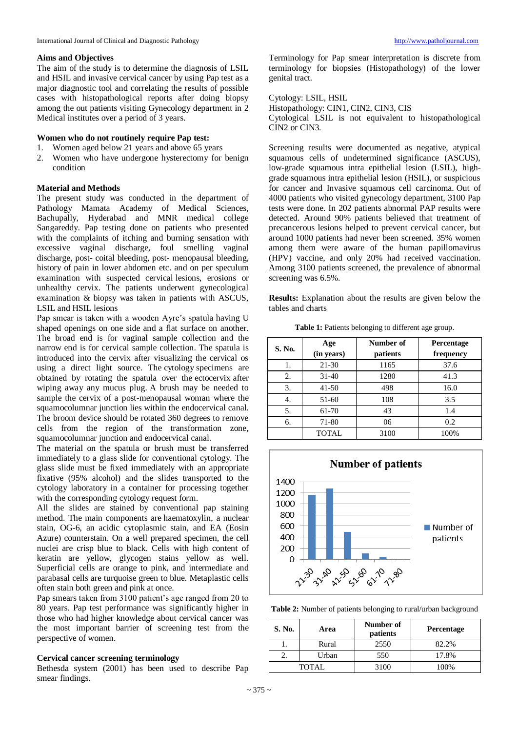### Aims and Objectives

The aim of the study is to determine the diagnosis of LSIL and HSIL and invasive cervical cancer by using Pap test as a major diagnostic tool and correlating the results of possible cases with histopathological reports after doing biopsy among the out patients visiting Gynecology department in 2 Medical institutes over a period of 3 years.

### Women who do not routinely require Pap test:

1. Women aged below 21 years and above 65 years
2. Women who have undergone hysterectomy for benign condition

### Material and Methods

The present study was conducted in the department of Pathology Mamata Academy of Medical Sciences, Bachupally, Hyderabad and MNR medical college Sangareddy. Pap testing done on patients who presented with the complaints of itching and burning sensation with excessive vaginal discharge, foul smelling vaginal discharge, post- coital bleeding, post- menopausal bleeding, history of pain in lower abdomen etc. and on per speculum examination with suspected cervical lesions, erosions or unhealthy cervix. The patients underwent gynecological examination & biopsy was taken in patients with ASCUS, LSIL and HSIL lesions

Pap smear is taken with a wooden Ayre's spatula having U shaped openings on one side and a flat surface on another. The broad end is for vaginal sample collection and the narrow end is for cervical sample collection. The spatula is introduced into the cervix after visualizing the cervical os using a direct light source. The cytology specimens are obtained by rotating the spatula over the ectocervix after wiping away any mucus plug. A brush may be needed to sample the cervix of a post-menopausal woman where the squamocolumnar junction lies within the endocervical canal. The broom device should be rotated 360 degrees to remove cells from the region of the transformation zone, squamocolumnar junction and endocervical canal.

The material on the spatula or brush must be transferred immediately to a glass slide for conventional cytology. The glass slide must be fixed immediately with an appropriate fixative (95% alcohol) and the slides transported to the cytology laboratory in a container for processing together with the corresponding cytology request form.

All the slides are stained by conventional pap staining method. The main components are haematoxylin, a nuclear stain, OG-6, an acidic cytoplasmic stain, and EA (Eosin Azure) counterstain. On a well prepared specimen, the cell nuclei are crisp blue to black. Cells with high content of keratin are yellow, glycogen stains yellow as well. Superficial cells are orange to pink, and intermediate and parabasal cells are turquoise green to blue. Metaplastic cells often stain both green and pink at once.

Pap smears taken from 3100 patient's age ranged from 20 to 80 years. Pap test performance was significantly higher in those who had higher knowledge about cervical cancer was the most important barrier of screening test from the perspective of women.

### Cervical cancer screening terminology

Bethesda system (2001) has been used to describe Pap smear findings.

Terminology for Pap smear interpretation is discrete from terminology for biopsies (Histopathology) of the lower genital tract.

Cytology: LSIL, HSIL  
Histopathology: CIN1, CIN2, CIN3, CIS  
Cytological LSIL is not equivalent to histopathological CIN2 or CIN3.

Screening results were documented as negative, atypical squamous cells of undetermined significance (ASCUS), low-grade squamous intra epithelial lesion (LSIL), high-grade squamous intra epithelial lesion (HSIL), or suspicious for cancer and Invasive squamous cell carcinoma. Out of 4000 patients who visited gynecology department, 3100 Pap tests were done. In 202 patients abnormal PAP results were detected. Around 90% patients believed that treatment of precancerous lesions helped to prevent cervical cancer, but around 1000 patients had never been screened. 35% women among them were aware of the human papillomavirus (HPV) vaccine, and only 20% had received vaccination. Among 3100 patients screened, the prevalence of abnormal screening was 6.5%.

**Results:** Explanation about the results are given below the tables and charts

**Table 1:** Patients belonging to different age group.

| S. No. | Age (in years) | Number of patients | Percentage frequency |
|---|---|---|---|
| 1. | 21-30 | 1165 | 37.6 |
| 2. | 31-40 | 1280 | 41.3 |
| 3. | 41-50 | 498 | 16.0 |
| 4. | 51-60 | 108 | 3.5 |
| 5. | 61-70 | 43 | 1.4 |
| 6. | 71-80 | 06 | 0.2 |
| | TOTAL | 3100 | 100% |

**Table 2:** Number of patients belonging to rural/urban background

| S. No. | Area | Number of patients | Percentage |
|---|---|---|---|
| 1. | Rural | 2550 | 82.2% |
| 2. | Urban | 550 | 17.8% |
| TOTAL | | 3100 | 100% |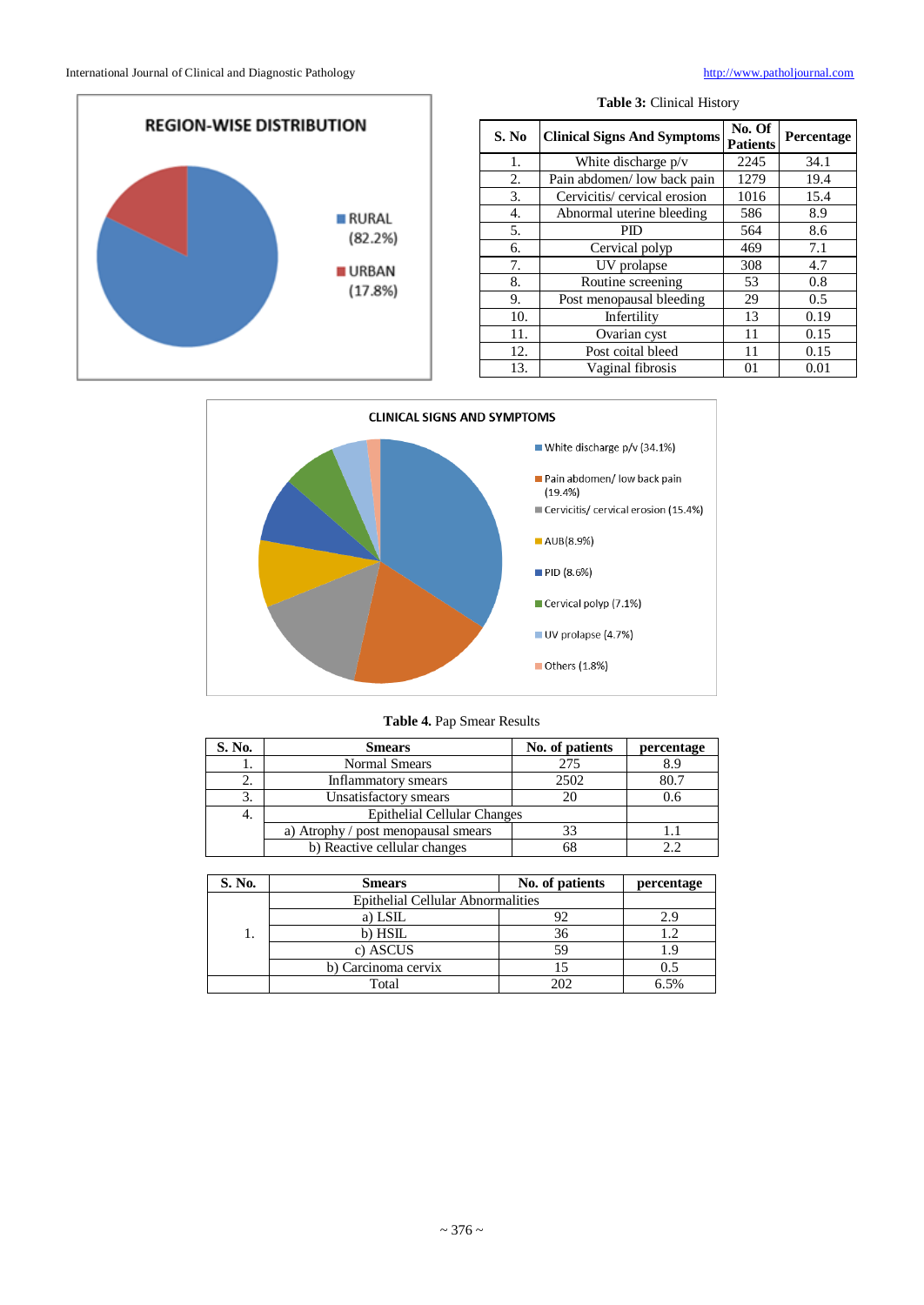**Table 3:** Clinical History

| S. No | Clinical Signs And Symptoms | No. Of Patients | Percentage |
|---|---|---|---|
| 1. | White discharge p/v | 2245 | 34.1 |
| 2. | Pain abdomen/ low back pain | 1279 | 19.4 |
| 3. | Cervicitis/ cervical erosion | 1016 | 15.4 |
| 4. | Abnormal uterine bleeding | 586 | 8.9 |
| 5. | PID | 564 | 8.6 |
| 6. | Cervical polyp | 469 | 7.1 |
| 7. | UV prolapse | 308 | 4.7 |
| 8. | Routine screening | 53 | 0.8 |
| 9. | Post menopausal bleeding | 29 | 0.5 |
| 10. | Infertility | 13 | 0.19 |
| 11. | Ovarian cyst | 11 | 0.15 |
| 12. | Post coital bleed | 11 | 0.15 |
| 13. | Vaginal fibrosis | 01 | 0.01 |

**Table 4.** Pap Smear Results

| S. No. | Smears | No. of patients | percentage |
|---|---|---|---|
| 1. | Normal Smears | 275 | 8.9 |
| 2. | Inflammatory smears | 2502 | 80.7 |
| 3. | Unsatisfactory smears | 20 | 0.6 |
| 4. | Epithelial Cellular Changes | | |
| | a) Atrophy / post menopausal smears | 33 | 1.1 |
| | b) Reactive cellular changes | 68 | 2.2 |

| S. No. | Smears | No. of patients | percentage |
|---|---|---|---|
| 1. | Epithelial Cellular Abnormalities | | |
| | a) LSIL | 92 | 2.9 |
| | b) HSIL | 36 | 1.2 |
| | c) ASCUS | 59 | 1.9 |
| | b) Carcinoma cervix | 15 | 0.5 |
| | Total | 202 | 6.5% |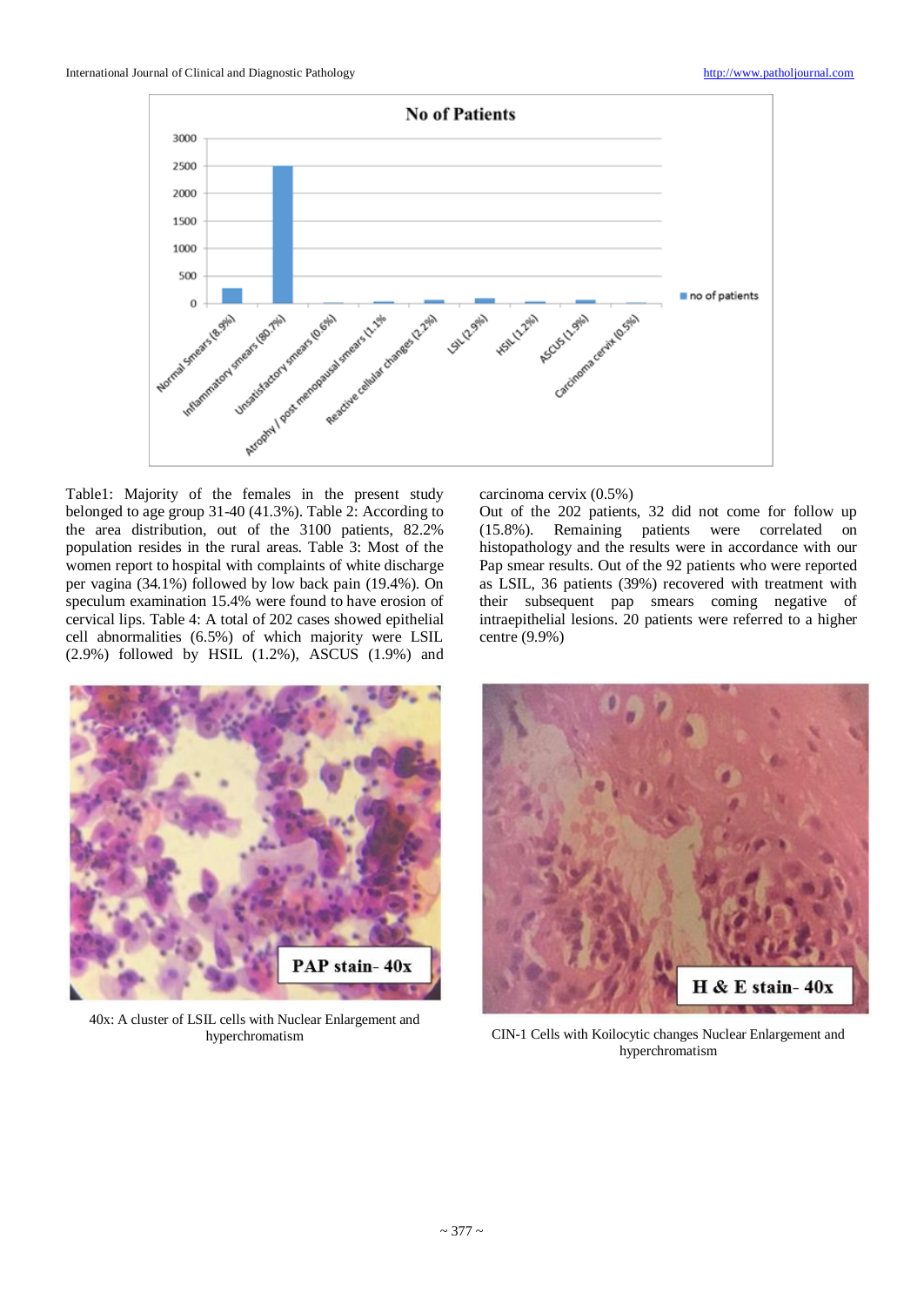Table1: Majority of the females in the present study belonged to age group 31-40 (41.3%). Table 2: According to the area distribution, out of the 3100 patients, 82.2% population resides in the rural areas. Table 3: Most of the women report to hospital with complaints of white discharge per vagina (34.1%) followed by low back pain (19.4%). On speculum examination 15.4% were found to have erosion of cervical lips. Table 4: A total of 202 cases showed epithelial cell abnormalities (6.5%) of which majority were LSIL (2.9%) followed by HSIL (1.2%), ASCUS (1.9%) and carcinoma cervix (0.5%)

Out of the 202 patients, 32 did not come for follow up (15.8%). Remaining patients were correlated on histopathology and the results were in accordance with our Pap smear results. Out of the 92 patients who were reported as LSIL, 36 patients (39%) recovered with treatment with their subsequent pap smears coming negative of intraepithelial lesions. 20 patients were referred to a higher centre (9.9%)

40x: A cluster of LSIL cells with Nuclear Enlargement and hyperchromatism

CIN-1 Cells with Koilocytic changes Nuclear Enlargement and hyperchromatism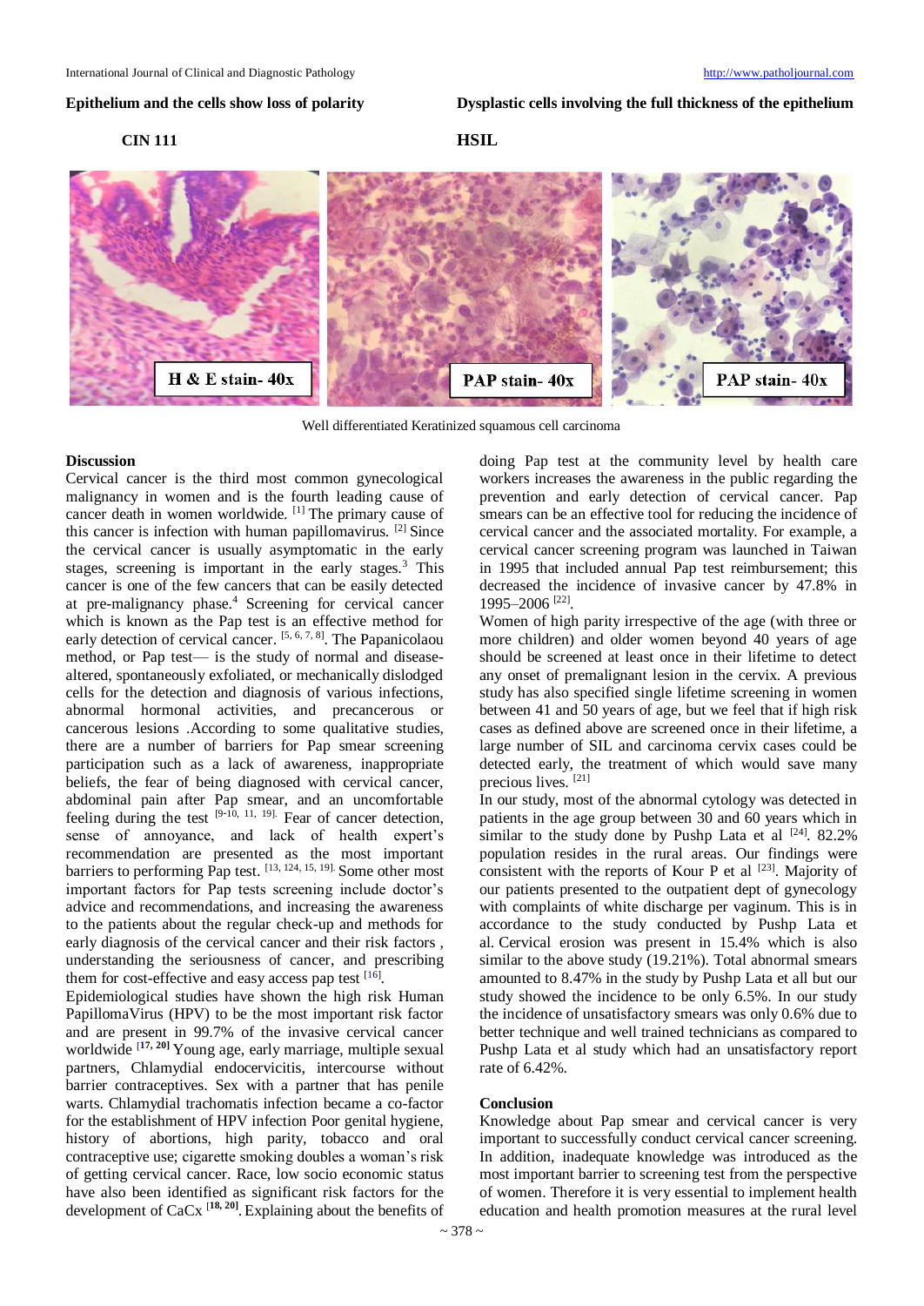**Epithelium and the cells show loss of polarity**

**CIN 111**

**Dysplastic cells involving the full thickness of the epithelium**

**HSIL**

H & E stain- 40x

PAP stain- 40x

PAP stain- 40x

Well differentiated Keratinized squamous cell carcinoma

## Discussion

Cervical cancer is the third most common gynecological malignancy in women and is the fourth leading cause of cancer death in women worldwide. [1] The primary cause of this cancer is infection with human papillomavirus. [2] Since the cervical cancer is usually asymptomatic in the early stages, screening is important in the early stages.[3] This cancer is one of the few cancers that can be easily detected at pre-malignancy phase.[4] Screening for cervical cancer which is known as the Pap test is an effective method for early detection of cervical cancer. [5, 6, 7, 8]. The Papanicolaou method, or Pap test— is the study of normal and disease-altered, spontaneously exfoliated, or mechanically dislodged cells for the detection and diagnosis of various infections, abnormal hormonal activities, and precancerous or cancerous lesions .According to some qualitative studies, there are a number of barriers for Pap smear screening participation such as a lack of awareness, inappropriate beliefs, the fear of being diagnosed with cervical cancer, abdominal pain after Pap smear, and an uncomfortable feeling during the test [9-10, 11, 19]. Fear of cancer detection, sense of annoyance, and lack of health expert's recommendation are presented as the most important barriers to performing Pap test. [13, 124, 15, 19]. Some other most important factors for Pap tests screening include doctor's advice and recommendations, and increasing the awareness to the patients about the regular check-up and methods for early diagnosis of the cervical cancer and their risk factors , understanding the seriousness of cancer, and prescribing them for cost-effective and easy access pap test [16].

Epidemiological studies have shown the high risk Human PapillomaVirus (HPV) to be the most important risk factor and are present in 99.7% of the invasive cervical cancer worldwide [17, 20] Young age, early marriage, multiple sexual partners, Chlamydial endocervicitis, intercourse without barrier contraceptives. Sex with a partner that has penile warts. Chlamydial trachomatis infection became a co-factor for the establishment of HPV infection Poor genital hygiene, history of abortions, high parity, tobacco and oral contraceptive use; cigarette smoking doubles a woman's risk of getting cervical cancer. Race, low socio economic status have also been identified as significant risk factors for the development of CaCx [18, 20]. Explaining about the benefits of doing Pap test at the community level by health care workers increases the awareness in the public regarding the prevention and early detection of cervical cancer. Pap smears can be an effective tool for reducing the incidence of cervical cancer and the associated mortality. For example, a cervical cancer screening program was launched in Taiwan in 1995 that included annual Pap test reimbursement; this decreased the incidence of invasive cancer by 47.8% in 1995–2006 [22].

Women of high parity irrespective of the age (with three or more children) and older women beyond 40 years of age should be screened at least once in their lifetime to detect any onset of premalignant lesion in the cervix. A previous study has also specified single lifetime screening in women between 41 and 50 years of age, but we feel that if high risk cases as defined above are screened once in their lifetime, a large number of SIL and carcinoma cervix cases could be detected early, the treatment of which would save many precious lives. [21]

In our study, most of the abnormal cytology was detected in patients in the age group between 30 and 60 years which in similar to the study done by Pushp Lata et al [24]. 82.2% population resides in the rural areas. Our findings were consistent with the reports of Kour P et al [23]. Majority of our patients presented to the outpatient dept of gynecology with complaints of white discharge per vaginum. This is in accordance to the study conducted by Pushp Lata et al. Cervical erosion was present in 15.4% which is also similar to the above study (19.21%). Total abnormal smears amounted to 8.47% in the study by Pushp Lata et all but our study showed the incidence to be only 6.5%. In our study the incidence of unsatisfactory smears was only 0.6% due to better technique and well trained technicians as compared to Pushp Lata et al study which had an unsatisfactory report rate of 6.42%.

## Conclusion

Knowledge about Pap smear and cervical cancer is very important to successfully conduct cervical cancer screening. In addition, inadequate knowledge was introduced as the most important barrier to screening test from the perspective of women. Therefore it is very essential to implement health education and health promotion measures at the rural level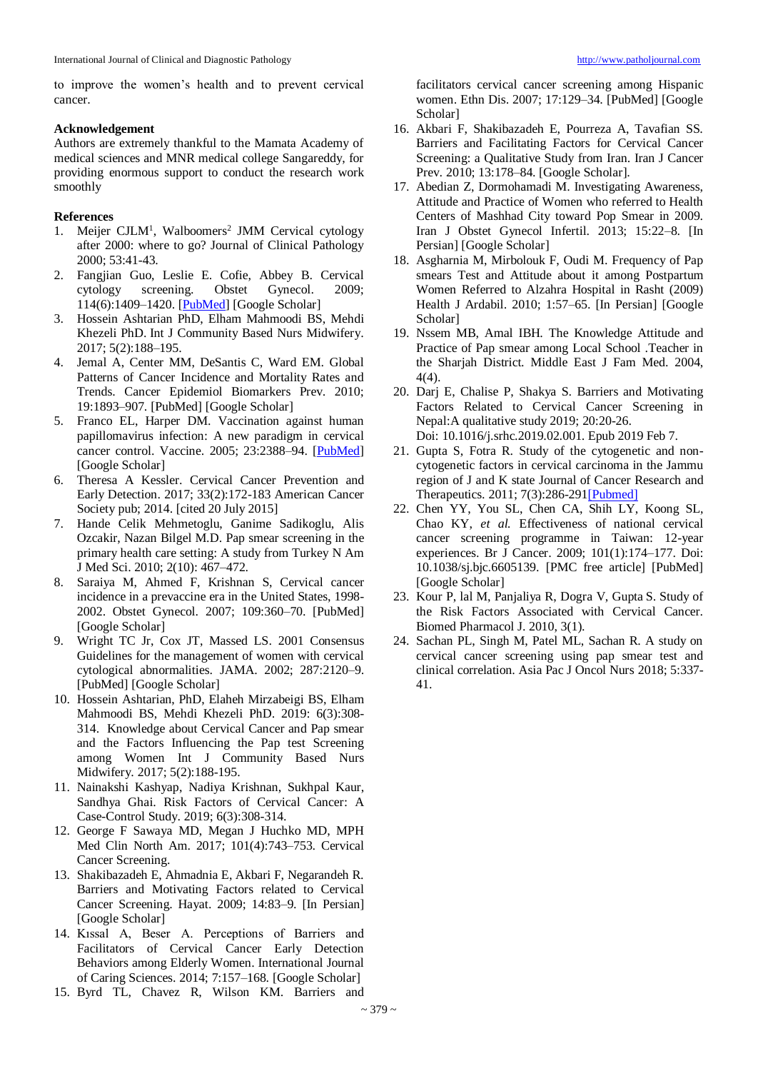to improve the women's health and to prevent cervical cancer.

**Acknowledgement**

Authors are extremely thankful to the Mamata Academy of medical sciences and MNR medical college Sangareddy, for providing enormous support to conduct the research work smoothly

**References**

1. Meijer CJLM[1], Walboomers[2] JMM Cervical cytology after 2000: where to go? Journal of Clinical Pathology 2000; 53:41-43.
2. Fangjian Guo, Leslie E. Cofie, Abbey B. Cervical cytology screening. Obstet Gynecol. 2009; 114(6):1409–1420. [PubMed] [Google Scholar]
3. Hossein Ashtarian PhD, Elham Mahmoodi BS, Mehdi Khezeli PhD. Int J Community Based Nurs Midwifery. 2017; 5(2):188–195.
4. Jemal A, Center MM, DeSantis C, Ward EM. Global Patterns of Cancer Incidence and Mortality Rates and Trends. Cancer Epidemiol Biomarkers Prev. 2010; 19:1893–907. [PubMed] [Google Scholar]
5. Franco EL, Harper DM. Vaccination against human papillomavirus infection: A new paradigm in cervical cancer control. Vaccine. 2005; 23:2388–94. [PubMed] [Google Scholar]
6. Theresa A Kessler. Cervical Cancer Prevention and Early Detection. 2017; 33(2):172-183 American Cancer Society pub; 2014. [cited 20 July 2015]
7. Hande Celik Mehmetoglu, Ganime Sadikoglu, Alis Ozcakir, Nazan Bilgel M.D. Pap smear screening in the primary health care setting: A study from Turkey N Am J Med Sci. 2010; 2(10): 467–472.
8. Saraiya M, Ahmed F, Krishnan S, Cervical cancer incidence in a prevaccine era in the United States, 1998-2002. Obstet Gynecol. 2007; 109:360–70. [PubMed] [Google Scholar]
9. Wright TC Jr, Cox JT, Massed LS. 2001 Consensus Guidelines for the management of women with cervical cytological abnormalities. JAMA. 2002; 287:2120–9. [PubMed] [Google Scholar]
10. Hossein Ashtarian, PhD, Elaheh Mirzabeigi BS, Elham Mahmoodi BS, Mehdi Khezeli PhD. 2019: 6(3):308-314. Knowledge about Cervical Cancer and Pap smear and the Factors Influencing the Pap test Screening among Women Int J Community Based Nurs Midwifery. 2017; 5(2):188-195.
11. Nainakshi Kashyap, Nadiya Krishnan, Sukhpal Kaur, Sandhya Ghai. Risk Factors of Cervical Cancer: A Case-Control Study. 2019; 6(3):308-314.
12. George F Sawaya MD, Megan J Huchko MD, MPH Med Clin North Am. 2017; 101(4):743–753. Cervical Cancer Screening.
13. Shakibazadeh E, Ahmadnia E, Akbari F, Negarandeh R. Barriers and Motivating Factors related to Cervical Cancer Screening. Hayat. 2009; 14:83–9. [In Persian] [Google Scholar]
14. Kıssal A, Beser A. Perceptions of Barriers and Facilitators of Cervical Cancer Early Detection Behaviors among Elderly Women. International Journal of Caring Sciences. 2014; 7:157–168. [Google Scholar]
15. Byrd TL, Chavez R, Wilson KM. Barriers and facilitators cervical cancer screening among Hispanic women. Ethn Dis. 2007; 17:129–34. [PubMed] [Google Scholar]
16. Akbari F, Shakibazadeh E, Pourreza A, Tavafian SS. Barriers and Facilitating Factors for Cervical Cancer Screening: a Qualitative Study from Iran. Iran J Cancer Prev. 2010; 13:178–84. [Google Scholar].
17. Abedian Z, Dormohamadi M. Investigating Awareness, Attitude and Practice of Women who referred to Health Centers of Mashhad City toward Pop Smear in 2009. Iran J Obstet Gynecol Infertil. 2013; 15:22–8. [In Persian] [Google Scholar]
18. Asgharnia M, Mirbolouk F, Oudi M. Frequency of Pap smears Test and Attitude about it among Postpartum Women Referred to Alzahra Hospital in Rasht (2009) Health J Ardabil. 2010; 1:57–65. [In Persian] [Google Scholar]
19. Nssem MB, Amal IBH. The Knowledge Attitude and Practice of Pap smear among Local School .Teacher in the Sharjah District. Middle East J Fam Med. 2004, 4(4).
20. Darj E, Chalise P, Shakya S. Barriers and Motivating Factors Related to Cervical Cancer Screening in Nepal:A qualitative study 2019; 20:20-26. Doi: 10.1016/j.srhc.2019.02.001. Epub 2019 Feb 7.
21. Gupta S, Fotra R. Study of the cytogenetic and non-cytogenetic factors in cervical carcinoma in the Jammu region of J and K state Journal of Cancer Research and Therapeutics. 2011; 7(3):286-291[Pubmed]
22. Chen YY, You SL, Chen CA, Shih LY, Koong SL, Chao KY, *et al.* Effectiveness of national cervical cancer screening programme in Taiwan: 12-year experiences. Br J Cancer. 2009; 101(1):174–177. Doi: 10.1038/sj.bjc.6605139. [PMC free article] [PubMed] [Google Scholar]
23. Kour P, lal M, Panjaliya R, Dogra V, Gupta S. Study of the Risk Factors Associated with Cervical Cancer. Biomed Pharmacol J. 2010, 3(1).
24. Sachan PL, Singh M, Patel ML, Sachan R. A study on cervical cancer screening using pap smear test and clinical correlation. Asia Pac J Oncol Nurs 2018; 5:337-41.